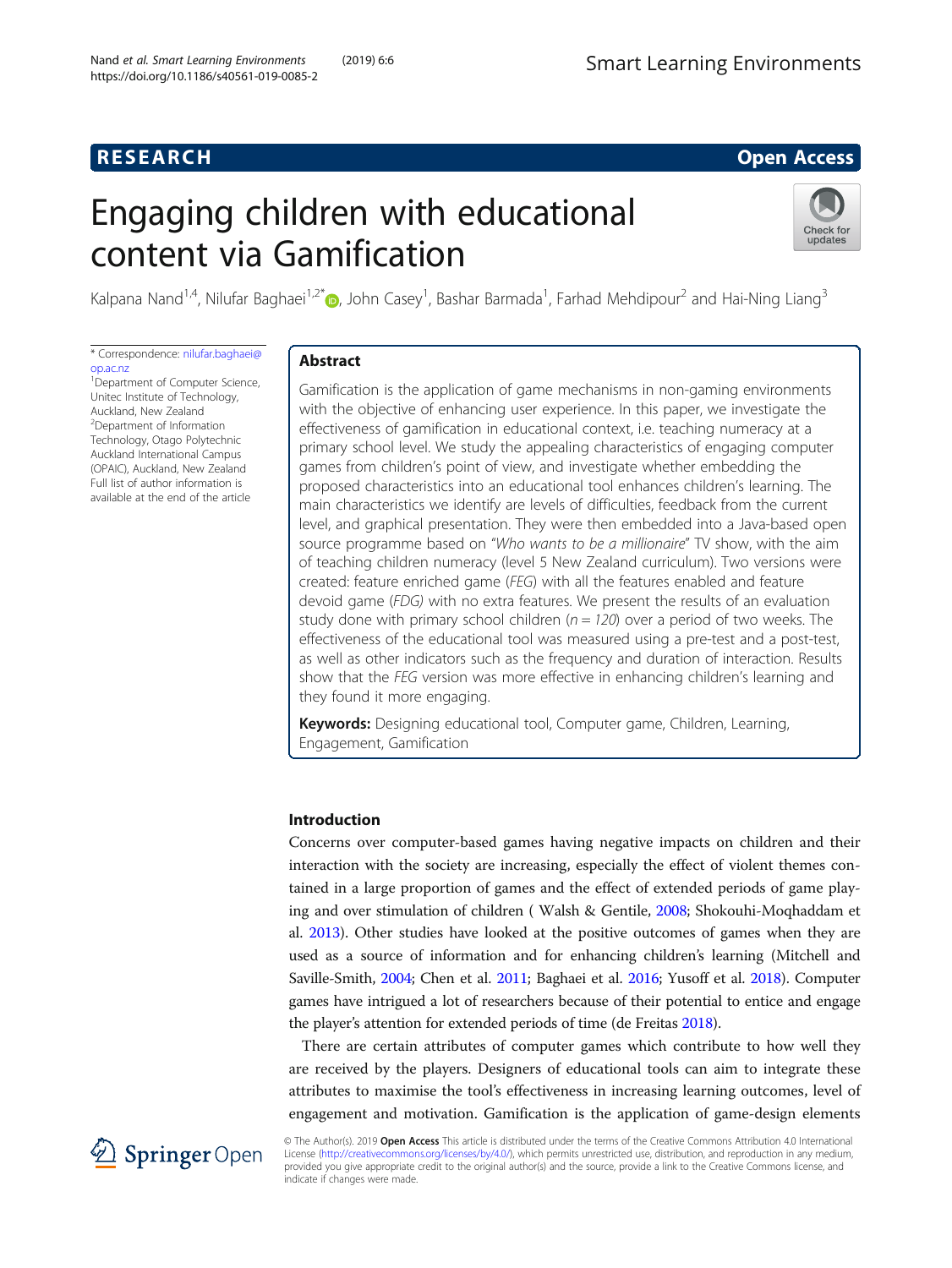RESEARCH

Open Access

# Engaging children with educational content via Gamification

Kalpana Nand[1,4], Nilufar Baghaei[1,2*], John Casey[1], Bashar Barmada[1], Farhad Mehdipour[2] and Hai-Ning Liang[3]

* Correspondence: nilufar.baghaei@op.ac.nz
[1]Department of Computer Science, Unitec Institute of Technology, Auckland, New Zealand
[2]Department of Information Technology, Otago Polytechnic Auckland International Campus (OPAIC), Auckland, New Zealand
Full list of author information is available at the end of the article

## Abstract

Gamification is the application of game mechanisms in non-gaming environments with the objective of enhancing user experience. In this paper, we investigate the effectiveness of gamification in educational context, i.e. teaching numeracy at a primary school level. We study the appealing characteristics of engaging computer games from children's point of view, and investigate whether embedding the proposed characteristics into an educational tool enhances children's learning. The main characteristics we identify are levels of difficulties, feedback from the current level, and graphical presentation. They were then embedded into a Java-based open source programme based on "*Who wants to be a millionaire*" TV show, with the aim of teaching children numeracy (level 5 New Zealand curriculum). Two versions were created: feature enriched game (*FEG*) with all the features enabled and feature devoid game (*FDG)* with no extra features. We present the results of an evaluation study done with primary school children (*n = 120*) over a period of two weeks. The effectiveness of the educational tool was measured using a pre-test and a post-test, as well as other indicators such as the frequency and duration of interaction. Results show that the *FEG* version was more effective in enhancing children's learning and they found it more engaging.

**Keywords:** Designing educational tool, Computer game, Children, Learning, Engagement, Gamification

## Introduction

Concerns over computer-based games having negative impacts on children and their interaction with the society are increasing, especially the effect of violent themes contained in a large proportion of games and the effect of extended periods of game playing and over stimulation of children ( Walsh & Gentile, 2008; Shokouhi-Moqhaddam et al. 2013). Other studies have looked at the positive outcomes of games when they are used as a source of information and for enhancing children's learning (Mitchell and Saville-Smith, 2004; Chen et al. 2011; Baghaei et al. 2016; Yusoff et al. 2018). Computer games have intrigued a lot of researchers because of their potential to entice and engage the player's attention for extended periods of time (de Freitas 2018).

There are certain attributes of computer games which contribute to how well they are received by the players. Designers of educational tools can aim to integrate these attributes to maximise the tool's effectiveness in increasing learning outcomes, level of engagement and motivation. Gamification is the application of game-design elements

© The Author(s). 2019 **Open Access** This article is distributed under the terms of the Creative Commons Attribution 4.0 International License (http://creativecommons.org/licenses/by/4.0/), which permits unrestricted use, distribution, and reproduction in any medium, provided you give appropriate credit to the original author(s) and the source, provide a link to the Creative Commons license, and indicate if changes were made.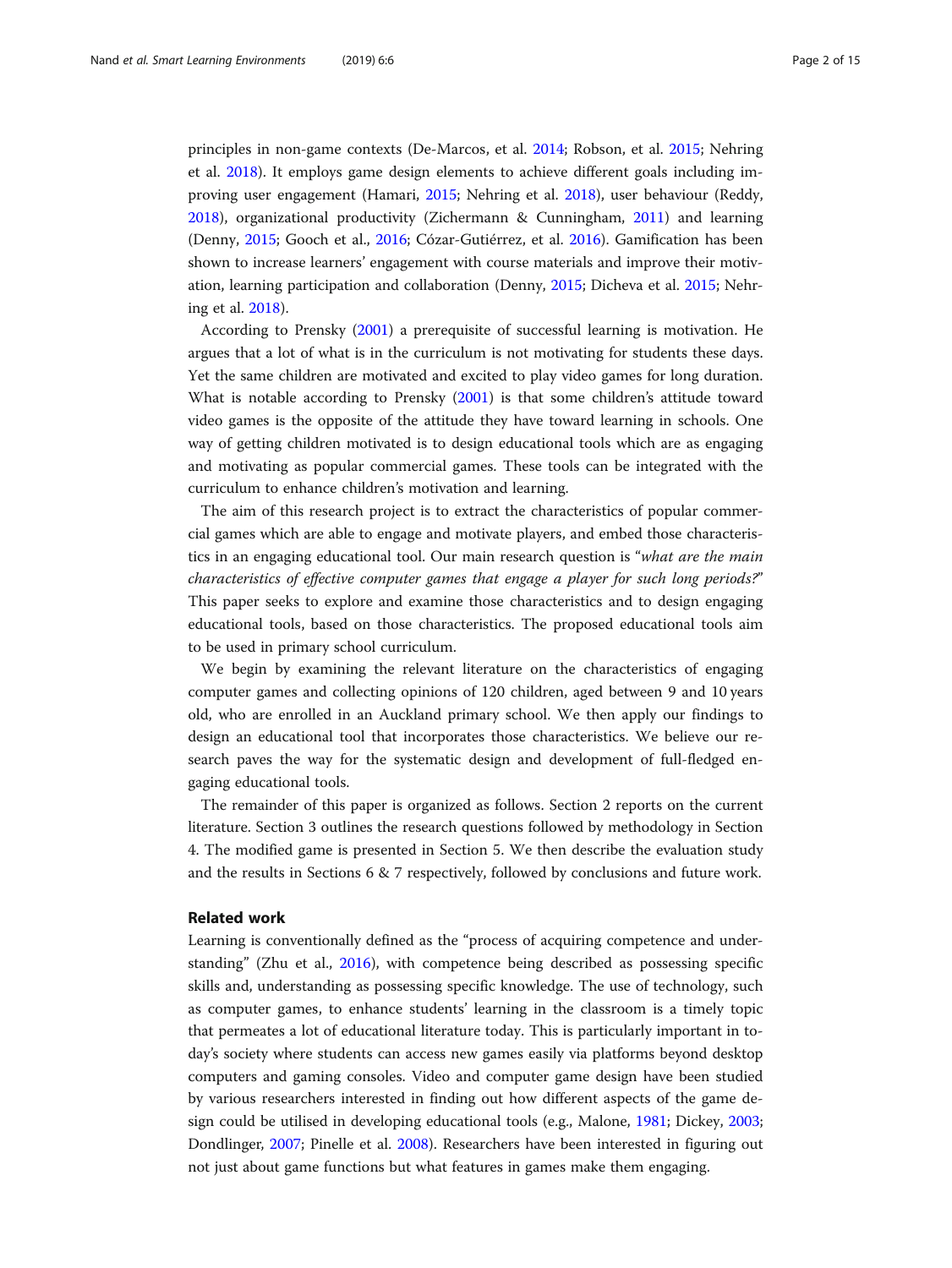principles in non-game contexts (De-Marcos, et al. 2014; Robson, et al. 2015; Nehring et al. 2018). It employs game design elements to achieve different goals including improving user engagement (Hamari, 2015; Nehring et al. 2018), user behaviour (Reddy, 2018), organizational productivity (Zichermann & Cunningham, 2011) and learning (Denny, 2015; Gooch et al., 2016; Cózar-Gutiérrez, et al. 2016). Gamification has been shown to increase learners' engagement with course materials and improve their motivation, learning participation and collaboration (Denny, 2015; Dicheva et al. 2015; Nehring et al. 2018).

According to Prensky (2001) a prerequisite of successful learning is motivation. He argues that a lot of what is in the curriculum is not motivating for students these days. Yet the same children are motivated and excited to play video games for long duration. What is notable according to Prensky (2001) is that some children's attitude toward video games is the opposite of the attitude they have toward learning in schools. One way of getting children motivated is to design educational tools which are as engaging and motivating as popular commercial games. These tools can be integrated with the curriculum to enhance children's motivation and learning.

The aim of this research project is to extract the characteristics of popular commercial games which are able to engage and motivate players, and embed those characteristics in an engaging educational tool. Our main research question is "*what are the main characteristics of effective computer games that engage a player for such long periods?*" This paper seeks to explore and examine those characteristics and to design engaging educational tools, based on those characteristics. The proposed educational tools aim to be used in primary school curriculum.

We begin by examining the relevant literature on the characteristics of engaging computer games and collecting opinions of 120 children, aged between 9 and 10 years old, who are enrolled in an Auckland primary school. We then apply our findings to design an educational tool that incorporates those characteristics. We believe our research paves the way for the systematic design and development of full-fledged engaging educational tools.

The remainder of this paper is organized as follows. Section 2 reports on the current literature. Section 3 outlines the research questions followed by methodology in Section 4. The modified game is presented in Section 5. We then describe the evaluation study and the results in Sections 6 & 7 respectively, followed by conclusions and future work.

## Related work

Learning is conventionally defined as the "process of acquiring competence and understanding" (Zhu et al., 2016), with competence being described as possessing specific skills and, understanding as possessing specific knowledge. The use of technology, such as computer games, to enhance students' learning in the classroom is a timely topic that permeates a lot of educational literature today. This is particularly important in today's society where students can access new games easily via platforms beyond desktop computers and gaming consoles. Video and computer game design have been studied by various researchers interested in finding out how different aspects of the game design could be utilised in developing educational tools (e.g., Malone, 1981; Dickey, 2003; Dondlinger, 2007; Pinelle et al. 2008). Researchers have been interested in figuring out not just about game functions but what features in games make them engaging.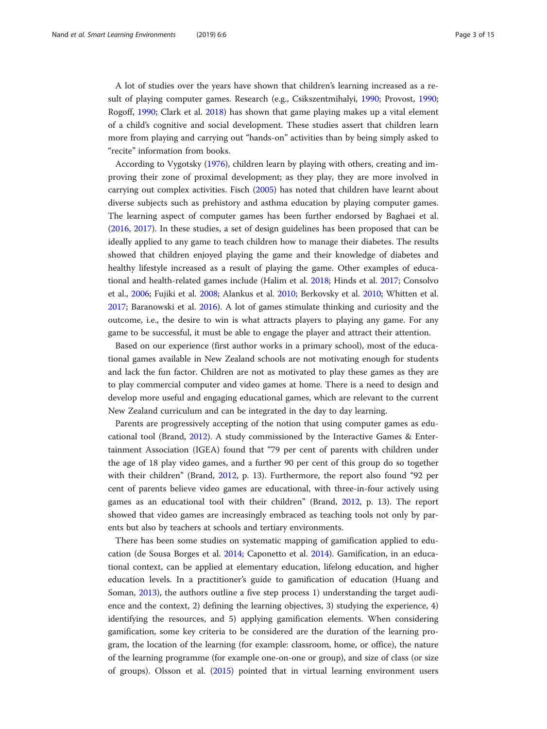A lot of studies over the years have shown that children's learning increased as a result of playing computer games. Research (e.g., Csikszentmihalyi, 1990; Provost, 1990; Rogoff, 1990; Clark et al. 2018) has shown that game playing makes up a vital element of a child's cognitive and social development. These studies assert that children learn more from playing and carrying out "hands-on" activities than by being simply asked to "recite" information from books.

According to Vygotsky (1976), children learn by playing with others, creating and improving their zone of proximal development; as they play, they are more involved in carrying out complex activities. Fisch (2005) has noted that children have learnt about diverse subjects such as prehistory and asthma education by playing computer games. The learning aspect of computer games has been further endorsed by Baghaei et al. (2016, 2017). In these studies, a set of design guidelines has been proposed that can be ideally applied to any game to teach children how to manage their diabetes. The results showed that children enjoyed playing the game and their knowledge of diabetes and healthy lifestyle increased as a result of playing the game. Other examples of educational and health-related games include (Halim et al. 2018; Hinds et al. 2017; Consolvo et al., 2006; Fujiki et al. 2008; Alankus et al. 2010; Berkovsky et al. 2010; Whitten et al. 2017; Baranowski et al. 2016). A lot of games stimulate thinking and curiosity and the outcome, i.e., the desire to win is what attracts players to playing any game. For any game to be successful, it must be able to engage the player and attract their attention.

Based on our experience (first author works in a primary school), most of the educational games available in New Zealand schools are not motivating enough for students and lack the fun factor. Children are not as motivated to play these games as they are to play commercial computer and video games at home. There is a need to design and develop more useful and engaging educational games, which are relevant to the current New Zealand curriculum and can be integrated in the day to day learning.

Parents are progressively accepting of the notion that using computer games as educational tool (Brand, 2012). A study commissioned by the Interactive Games & Entertainment Association (IGEA) found that "79 per cent of parents with children under the age of 18 play video games, and a further 90 per cent of this group do so together with their children" (Brand, 2012, p. 13). Furthermore, the report also found "92 per cent of parents believe video games are educational, with three-in-four actively using games as an educational tool with their children" (Brand, 2012, p. 13). The report showed that video games are increasingly embraced as teaching tools not only by parents but also by teachers at schools and tertiary environments.

There has been some studies on systematic mapping of gamification applied to education (de Sousa Borges et al. 2014; Caponetto et al. 2014). Gamification, in an educational context, can be applied at elementary education, lifelong education, and higher education levels. In a practitioner's guide to gamification of education (Huang and Soman, 2013), the authors outline a five step process 1) understanding the target audience and the context, 2) defining the learning objectives, 3) studying the experience, 4) identifying the resources, and 5) applying gamification elements. When considering gamification, some key criteria to be considered are the duration of the learning program, the location of the learning (for example: classroom, home, or office), the nature of the learning programme (for example one-on-one or group), and size of class (or size of groups). Olsson et al. (2015) pointed that in virtual learning environment users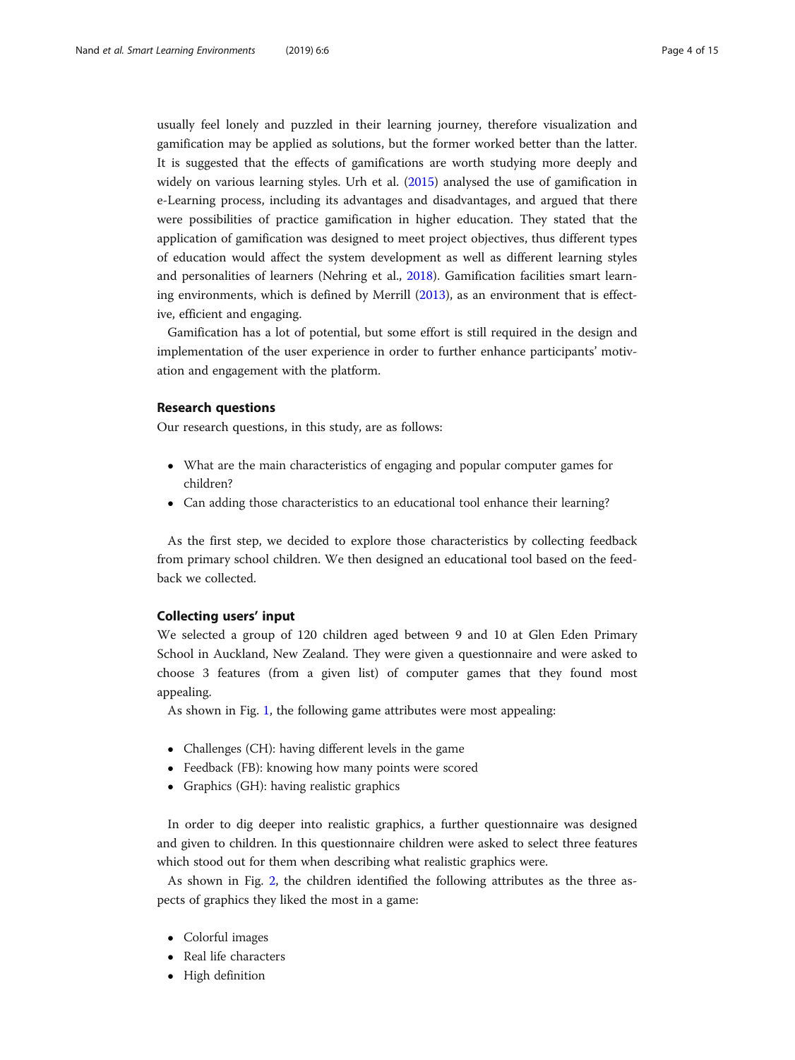usually feel lonely and puzzled in their learning journey, therefore visualization and gamification may be applied as solutions, but the former worked better than the latter. It is suggested that the effects of gamifications are worth studying more deeply and widely on various learning styles. Urh et al. (2015) analysed the use of gamification in e-Learning process, including its advantages and disadvantages, and argued that there were possibilities of practice gamification in higher education. They stated that the application of gamification was designed to meet project objectives, thus different types of education would affect the system development as well as different learning styles and personalities of learners (Nehring et al., 2018). Gamification facilities smart learning environments, which is defined by Merrill (2013), as an environment that is effective, efficient and engaging.

Gamification has a lot of potential, but some effort is still required in the design and implementation of the user experience in order to further enhance participants' motivation and engagement with the platform.

## Research questions

Our research questions, in this study, are as follows:

- What are the main characteristics of engaging and popular computer games for children?
- Can adding those characteristics to an educational tool enhance their learning?

As the first step, we decided to explore those characteristics by collecting feedback from primary school children. We then designed an educational tool based on the feedback we collected.

## Collecting users' input

We selected a group of 120 children aged between 9 and 10 at Glen Eden Primary School in Auckland, New Zealand. They were given a questionnaire and were asked to choose 3 features (from a given list) of computer games that they found most appealing.

As shown in Fig. 1, the following game attributes were most appealing:

- Challenges (CH): having different levels in the game
- Feedback (FB): knowing how many points were scored
- Graphics (GH): having realistic graphics

In order to dig deeper into realistic graphics, a further questionnaire was designed and given to children. In this questionnaire children were asked to select three features which stood out for them when describing what realistic graphics were.

As shown in Fig. 2, the children identified the following attributes as the three aspects of graphics they liked the most in a game:

- Colorful images
- Real life characters
- High definition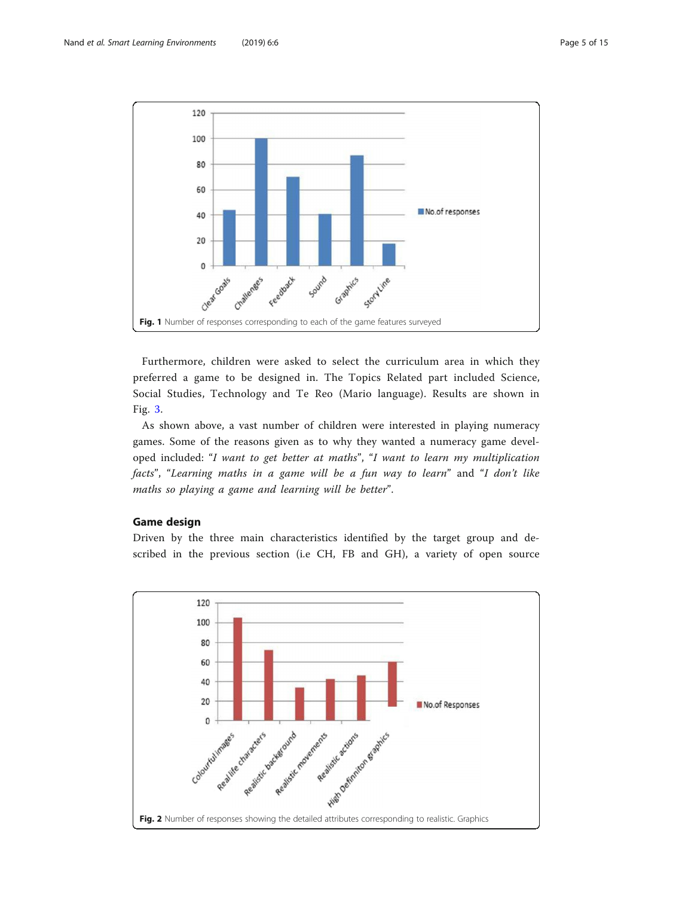Fig. 1 Number of responses corresponding to each of the game features surveyed

Furthermore, children were asked to select the curriculum area in which they preferred a game to be designed in. The Topics Related part included Science, Social Studies, Technology and Te Reo (Mario language). Results are shown in Fig. 3.

As shown above, a vast number of children were interested in playing numeracy games. Some of the reasons given as to why they wanted a numeracy game developed included: "*I want to get better at maths*", "*I want to learn my multiplication facts*", "*Learning maths in a game will be a fun way to learn*" and "*I don't like maths so playing a game and learning will be better*".

## Game design

Driven by the three main characteristics identified by the target group and described in the previous section (i.e CH, FB and GH), a variety of open source

Fig. 2 Number of responses showing the detailed attributes corresponding to realistic. Graphics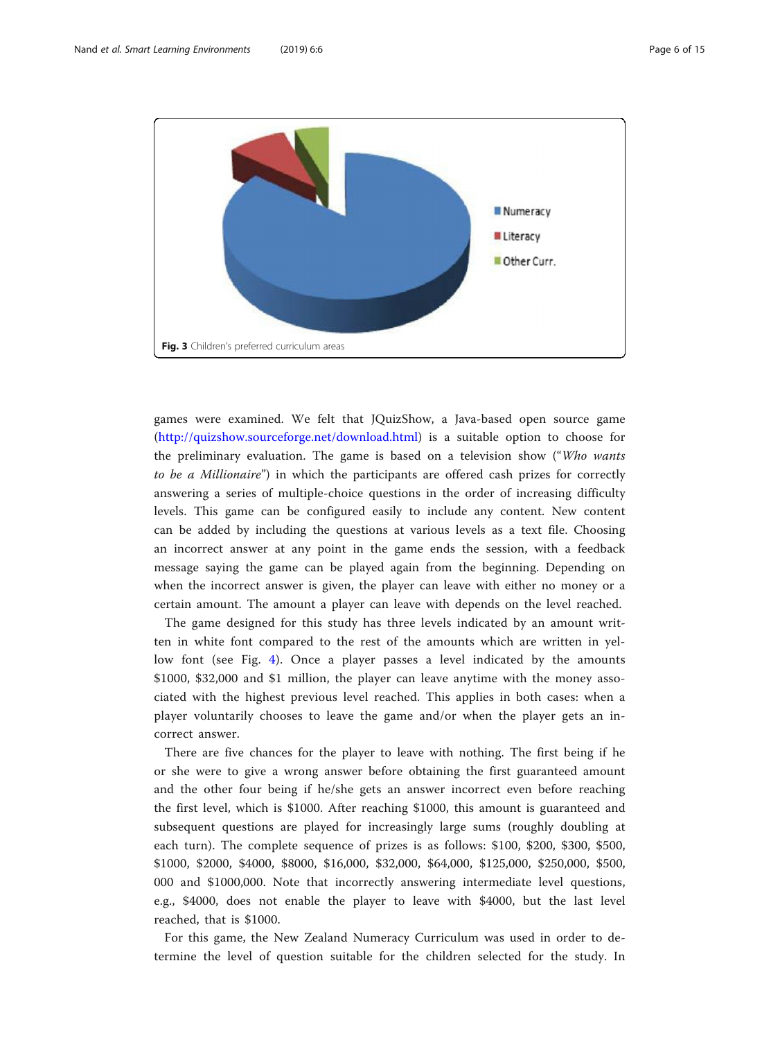Fig. 3 Children's preferred curriculum areas

games were examined. We felt that JQuizShow, a Java-based open source game (http://quizshow.sourceforge.net/download.html) is a suitable option to choose for the preliminary evaluation. The game is based on a television show ("*Who wants to be a Millionaire*") in which the participants are offered cash prizes for correctly answering a series of multiple-choice questions in the order of increasing difficulty levels. This game can be configured easily to include any content. New content can be added by including the questions at various levels as a text file. Choosing an incorrect answer at any point in the game ends the session, with a feedback message saying the game can be played again from the beginning. Depending on when the incorrect answer is given, the player can leave with either no money or a certain amount. The amount a player can leave with depends on the level reached.

The game designed for this study has three levels indicated by an amount written in white font compared to the rest of the amounts which are written in yellow font (see Fig. 4). Once a player passes a level indicated by the amounts $1000, $32,000 and $1 million, the player can leave anytime with the money associated with the highest previous level reached. This applies in both cases: when a player voluntarily chooses to leave the game and/or when the player gets an incorrect answer.

There are five chances for the player to leave with nothing. The first being if he or she were to give a wrong answer before obtaining the first guaranteed amount and the other four being if he/she gets an answer incorrect even before reaching the first level, which is $1000. After reaching $1000, this amount is guaranteed and subsequent questions are played for increasingly large sums (roughly doubling at each turn). The complete sequence of prizes is as follows: $100, $200, $300, $500, $1000, $2000, $4000, $8000, $16,000, $32,000, $64,000, $125,000, $250,000, $500,000 and $1000,000. Note that incorrectly answering intermediate level questions, e.g., $4000, does not enable the player to leave with $4000, but the last level reached, that is $1000.

For this game, the New Zealand Numeracy Curriculum was used in order to determine the level of question suitable for the children selected for the study. In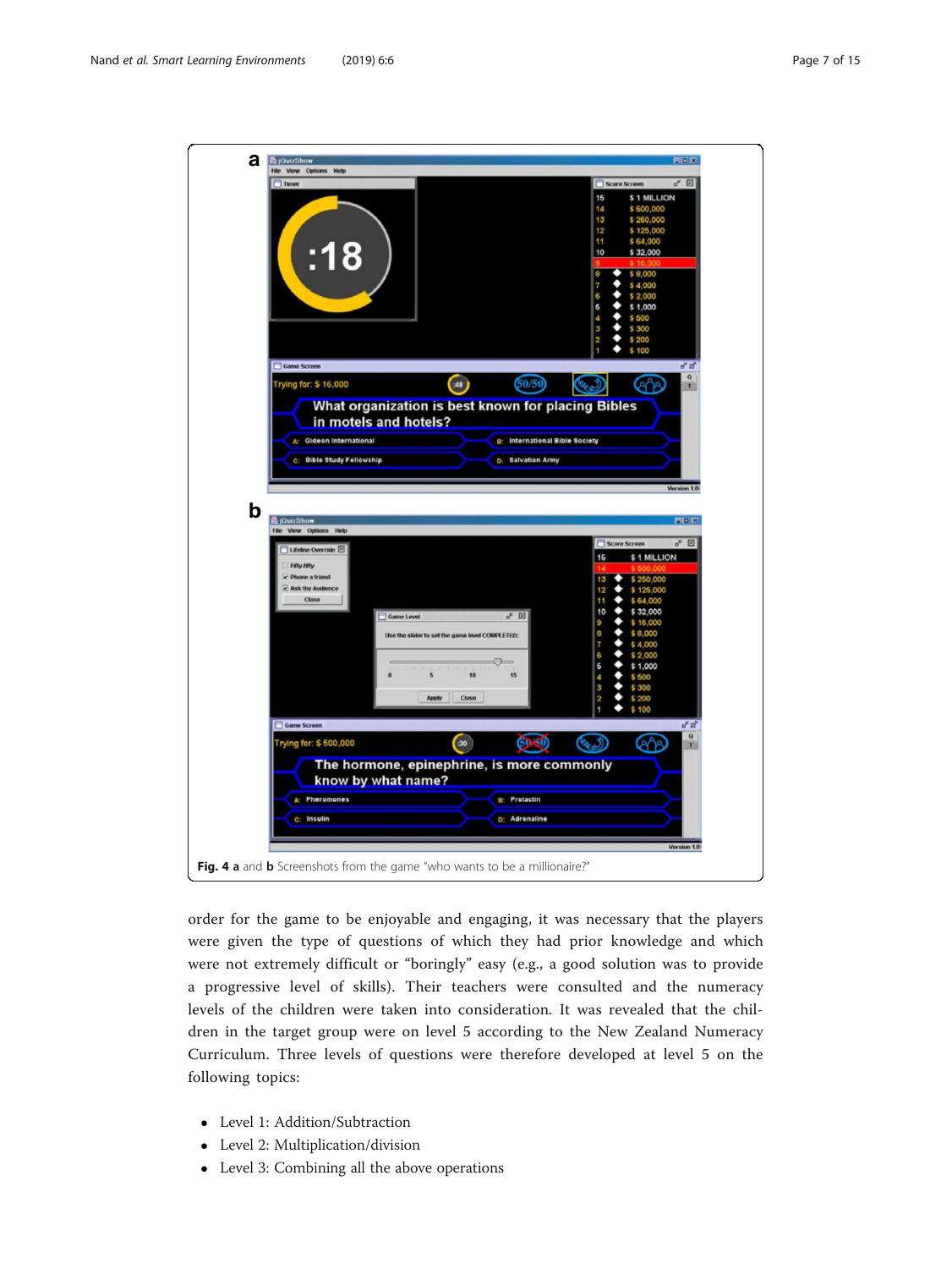Fig. 4 **a** and **b** Screenshots from the game "who wants to be a millionaire?"

order for the game to be enjoyable and engaging, it was necessary that the players were given the type of questions of which they had prior knowledge and which were not extremely difficult or "boringly" easy (e.g., a good solution was to provide a progressive level of skills). Their teachers were consulted and the numeracy levels of the children were taken into consideration. It was revealed that the children in the target group were on level 5 according to the New Zealand Numeracy Curriculum. Three levels of questions were therefore developed at level 5 on the following topics:

- Level 1: Addition/Subtraction
- Level 2: Multiplication/division
- Level 3: Combining all the above operations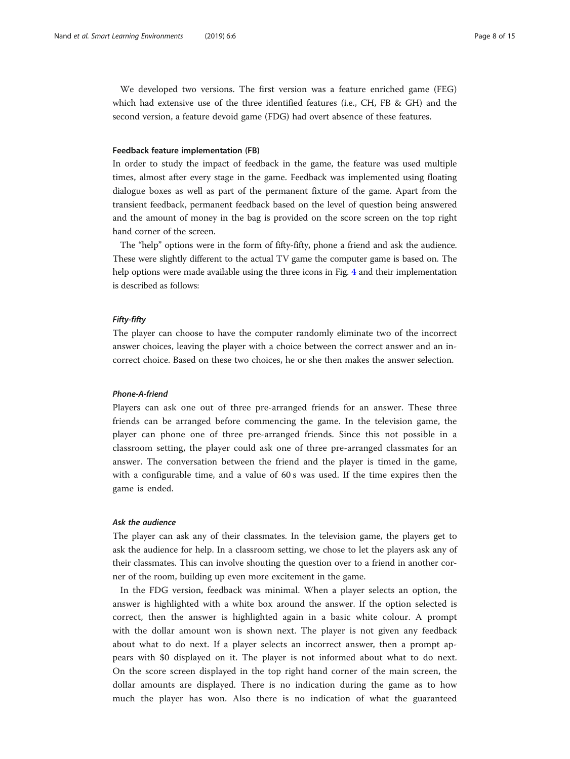We developed two versions. The first version was a feature enriched game (FEG) which had extensive use of the three identified features (i.e., CH, FB & GH) and the second version, a feature devoid game (FDG) had overt absence of these features.

#### Feedback feature implementation (FB)

In order to study the impact of feedback in the game, the feature was used multiple times, almost after every stage in the game. Feedback was implemented using floating dialogue boxes as well as part of the permanent fixture of the game. Apart from the transient feedback, permanent feedback based on the level of question being answered and the amount of money in the bag is provided on the score screen on the top right hand corner of the screen.

The "help" options were in the form of fifty-fifty, phone a friend and ask the audience. These were slightly different to the actual TV game the computer game is based on. The help options were made available using the three icons in Fig. 4 and their implementation is described as follows:

##### *Fifty-fifty*

The player can choose to have the computer randomly eliminate two of the incorrect answer choices, leaving the player with a choice between the correct answer and an incorrect choice. Based on these two choices, he or she then makes the answer selection.

##### *Phone-A-friend*

Players can ask one out of three pre-arranged friends for an answer. These three friends can be arranged before commencing the game. In the television game, the player can phone one of three pre-arranged friends. Since this not possible in a classroom setting, the player could ask one of three pre-arranged classmates for an answer. The conversation between the friend and the player is timed in the game, with a configurable time, and a value of 60 s was used. If the time expires then the game is ended.

##### *Ask the audience*

The player can ask any of their classmates. In the television game, the players get to ask the audience for help. In a classroom setting, we chose to let the players ask any of their classmates. This can involve shouting the question over to a friend in another corner of the room, building up even more excitement in the game.

In the FDG version, feedback was minimal. When a player selects an option, the answer is highlighted with a white box around the answer. If the option selected is correct, then the answer is highlighted again in a basic white colour. A prompt with the dollar amount won is shown next. The player is not given any feedback about what to do next. If a player selects an incorrect answer, then a prompt appears with $0 displayed on it. The player is not informed about what to do next. On the score screen displayed in the top right hand corner of the main screen, the dollar amounts are displayed. There is no indication during the game as to how much the player has won. Also there is no indication of what the guaranteed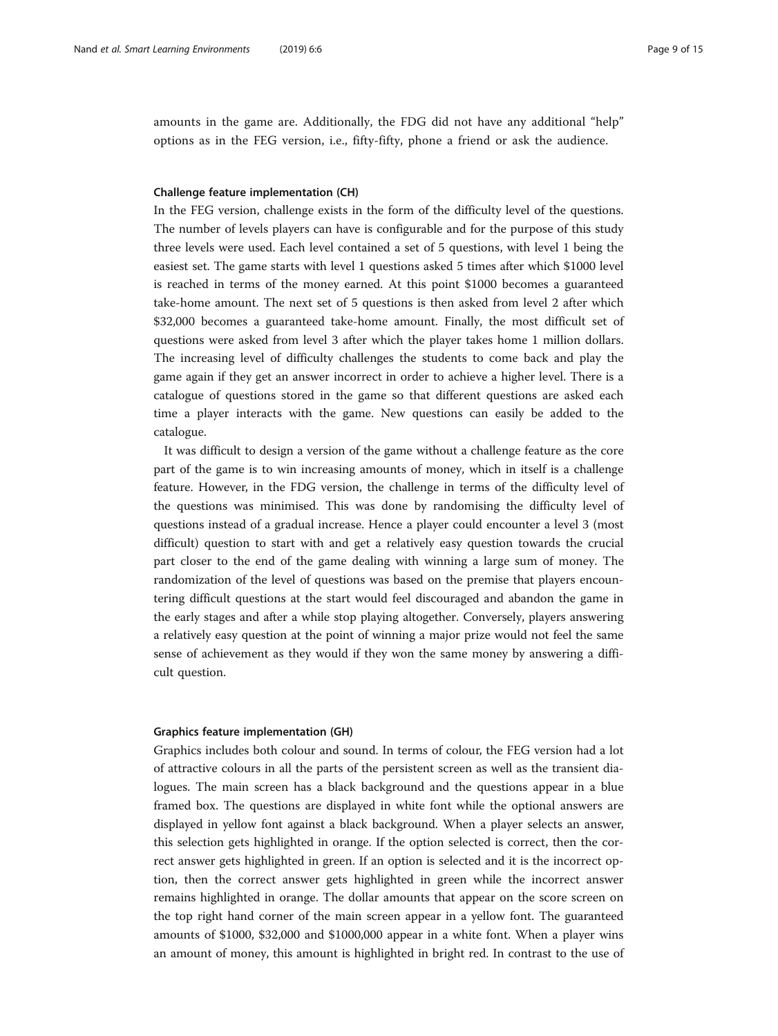amounts in the game are. Additionally, the FDG did not have any additional "help" options as in the FEG version, i.e., fifty-fifty, phone a friend or ask the audience.

#### Challenge feature implementation (CH)

In the FEG version, challenge exists in the form of the difficulty level of the questions. The number of levels players can have is configurable and for the purpose of this study three levels were used. Each level contained a set of 5 questions, with level 1 being the easiest set. The game starts with level 1 questions asked 5 times after which $1000 level is reached in terms of the money earned. At this point $1000 becomes a guaranteed take-home amount. The next set of 5 questions is then asked from level 2 after which $32,000 becomes a guaranteed take-home amount. Finally, the most difficult set of questions were asked from level 3 after which the player takes home 1 million dollars. The increasing level of difficulty challenges the students to come back and play the game again if they get an answer incorrect in order to achieve a higher level. There is a catalogue of questions stored in the game so that different questions are asked each time a player interacts with the game. New questions can easily be added to the catalogue.

It was difficult to design a version of the game without a challenge feature as the core part of the game is to win increasing amounts of money, which in itself is a challenge feature. However, in the FDG version, the challenge in terms of the difficulty level of the questions was minimised. This was done by randomising the difficulty level of questions instead of a gradual increase. Hence a player could encounter a level 3 (most difficult) question to start with and get a relatively easy question towards the crucial part closer to the end of the game dealing with winning a large sum of money. The randomization of the level of questions was based on the premise that players encountering difficult questions at the start would feel discouraged and abandon the game in the early stages and after a while stop playing altogether. Conversely, players answering a relatively easy question at the point of winning a major prize would not feel the same sense of achievement as they would if they won the same money by answering a difficult question.

#### Graphics feature implementation (GH)

Graphics includes both colour and sound. In terms of colour, the FEG version had a lot of attractive colours in all the parts of the persistent screen as well as the transient dialogues. The main screen has a black background and the questions appear in a blue framed box. The questions are displayed in white font while the optional answers are displayed in yellow font against a black background. When a player selects an answer, this selection gets highlighted in orange. If the option selected is correct, then the correct answer gets highlighted in green. If an option is selected and it is the incorrect option, then the correct answer gets highlighted in green while the incorrect answer remains highlighted in orange. The dollar amounts that appear on the score screen on the top right hand corner of the main screen appear in a yellow font. The guaranteed amounts of $1000, $32,000 and $1000,000 appear in a white font. When a player wins an amount of money, this amount is highlighted in bright red. In contrast to the use of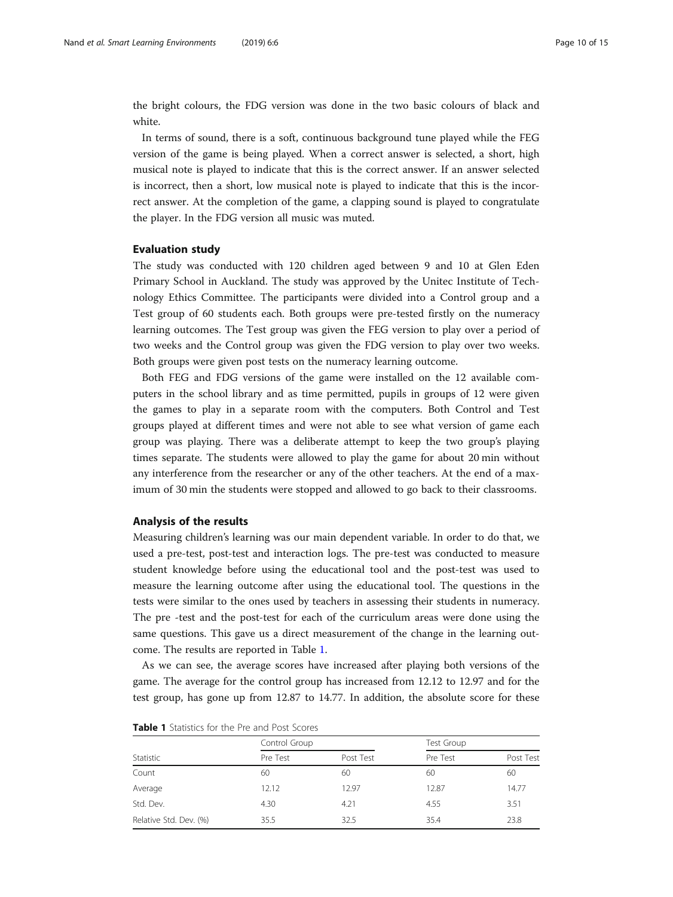the bright colours, the FDG version was done in the two basic colours of black and white.

In terms of sound, there is a soft, continuous background tune played while the FEG version of the game is being played. When a correct answer is selected, a short, high musical note is played to indicate that this is the correct answer. If an answer selected is incorrect, then a short, low musical note is played to indicate that this is the incorrect answer. At the completion of the game, a clapping sound is played to congratulate the player. In the FDG version all music was muted.

## Evaluation study

The study was conducted with 120 children aged between 9 and 10 at Glen Eden Primary School in Auckland. The study was approved by the Unitec Institute of Technology Ethics Committee. The participants were divided into a Control group and a Test group of 60 students each. Both groups were pre-tested firstly on the numeracy learning outcomes. The Test group was given the FEG version to play over a period of two weeks and the Control group was given the FDG version to play over two weeks. Both groups were given post tests on the numeracy learning outcome.

Both FEG and FDG versions of the game were installed on the 12 available computers in the school library and as time permitted, pupils in groups of 12 were given the games to play in a separate room with the computers. Both Control and Test groups played at different times and were not able to see what version of game each group was playing. There was a deliberate attempt to keep the two group's playing times separate. The students were allowed to play the game for about 20 min without any interference from the researcher or any of the other teachers. At the end of a maximum of 30 min the students were stopped and allowed to go back to their classrooms.

## Analysis of the results

Measuring children's learning was our main dependent variable. In order to do that, we used a pre-test, post-test and interaction logs. The pre-test was conducted to measure student knowledge before using the educational tool and the post-test was used to measure the learning outcome after using the educational tool. The questions in the tests were similar to the ones used by teachers in assessing their students in numeracy. The pre -test and the post-test for each of the curriculum areas were done using the same questions. This gave us a direct measurement of the change in the learning outcome. The results are reported in Table 1.

As we can see, the average scores have increased after playing both versions of the game. The average for the control group has increased from 12.12 to 12.97 and for the test group, has gone up from 12.87 to 14.77. In addition, the absolute score for these

**Table 1** Statistics for the Pre and Post Scores

| Statistic | Control Group | | Test Group | |
|---|---|---|---|---|
| | Pre Test | Post Test | Pre Test | Post Test |
| Count | 60 | 60 | 60 | 60 |
| Average | 12.12 | 12.97 | 12.87 | 14.77 |
| Std. Dev. | 4.30 | 4.21 | 4.55 | 3.51 |
| Relative Std. Dev. (%) | 35.5 | 32.5 | 35.4 | 23.8 |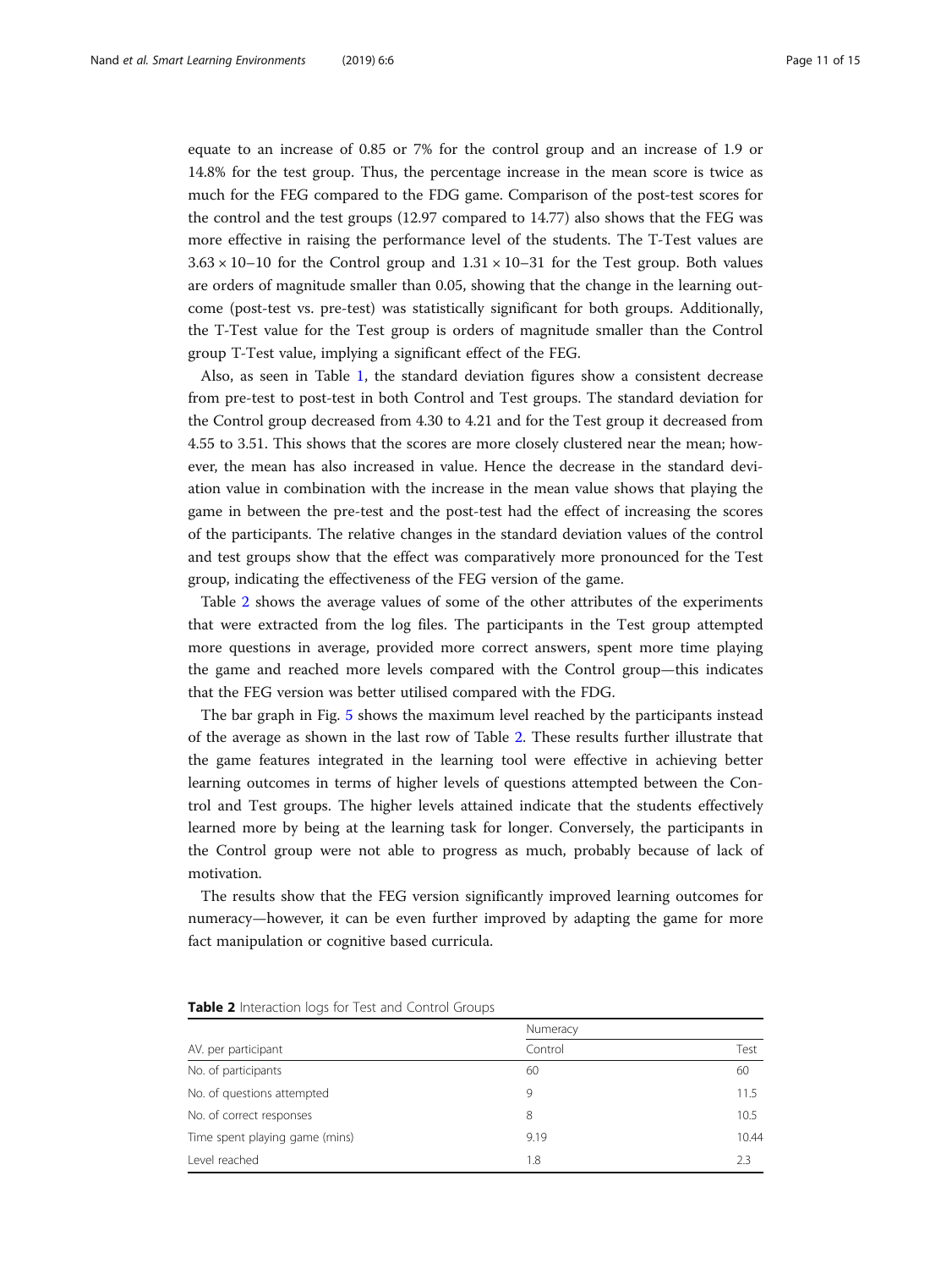equate to an increase of 0.85 or 7% for the control group and an increase of 1.9 or 14.8% for the test group. Thus, the percentage increase in the mean score is twice as much for the FEG compared to the FDG game. Comparison of the post-test scores for the control and the test groups (12.97 compared to 14.77) also shows that the FEG was more effective in raising the performance level of the students. The T-Test values are $3.63 \times 10{-}10$ for the Control group and $1.31 \times 10{-}31$ for the Test group. Both values are orders of magnitude smaller than 0.05, showing that the change in the learning outcome (post-test vs. pre-test) was statistically significant for both groups. Additionally, the T-Test value for the Test group is orders of magnitude smaller than the Control group T-Test value, implying a significant effect of the FEG.

Also, as seen in Table 1, the standard deviation figures show a consistent decrease from pre-test to post-test in both Control and Test groups. The standard deviation for the Control group decreased from 4.30 to 4.21 and for the Test group it decreased from 4.55 to 3.51. This shows that the scores are more closely clustered near the mean; however, the mean has also increased in value. Hence the decrease in the standard deviation value in combination with the increase in the mean value shows that playing the game in between the pre-test and the post-test had the effect of increasing the scores of the participants. The relative changes in the standard deviation values of the control and test groups show that the effect was comparatively more pronounced for the Test group, indicating the effectiveness of the FEG version of the game.

Table 2 shows the average values of some of the other attributes of the experiments that were extracted from the log files. The participants in the Test group attempted more questions in average, provided more correct answers, spent more time playing the game and reached more levels compared with the Control group—this indicates that the FEG version was better utilised compared with the FDG.

The bar graph in Fig. 5 shows the maximum level reached by the participants instead of the average as shown in the last row of Table 2. These results further illustrate that the game features integrated in the learning tool were effective in achieving better learning outcomes in terms of higher levels of questions attempted between the Control and Test groups. The higher levels attained indicate that the students effectively learned more by being at the learning task for longer. Conversely, the participants in the Control group were not able to progress as much, probably because of lack of motivation.

The results show that the FEG version significantly improved learning outcomes for numeracy—however, it can be even further improved by adapting the game for more fact manipulation or cognitive based curricula.

**Table 2** Interaction logs for Test and Control Groups

| | Numeracy | |
|---|---|---|
| AV. per participant | Control | Test |
| No. of participants | 60 | 60 |
| No. of questions attempted | 9 | 11.5 |
| No. of correct responses | 8 | 10.5 |
| Time spent playing game (mins) | 9.19 | 10.44 |
| Level reached | 1.8 | 2.3 |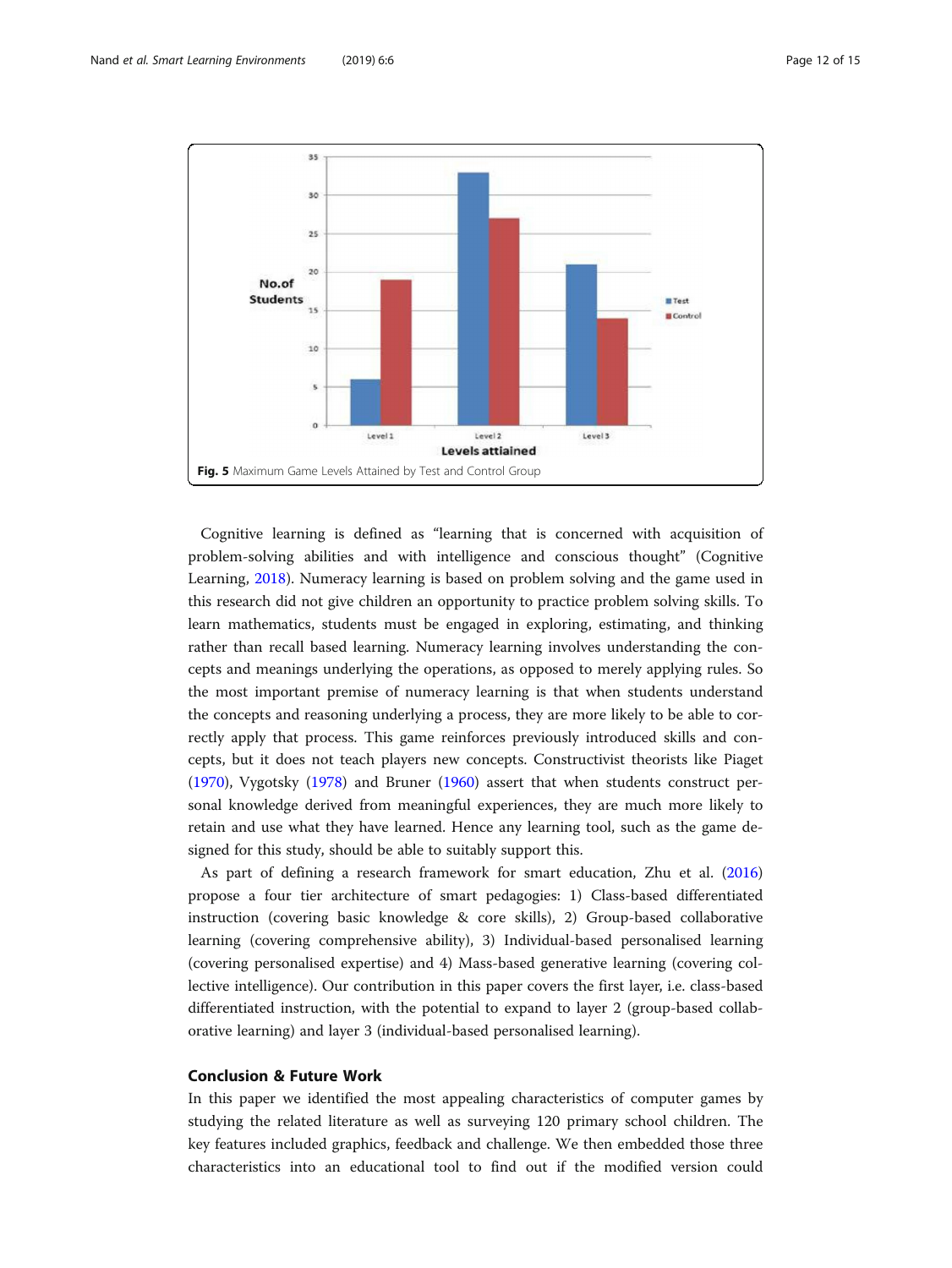Fig. 5 Maximum Game Levels Attained by Test and Control Group

Cognitive learning is defined as "learning that is concerned with acquisition of problem-solving abilities and with intelligence and conscious thought" (Cognitive Learning, 2018). Numeracy learning is based on problem solving and the game used in this research did not give children an opportunity to practice problem solving skills. To learn mathematics, students must be engaged in exploring, estimating, and thinking rather than recall based learning. Numeracy learning involves understanding the concepts and meanings underlying the operations, as opposed to merely applying rules. So the most important premise of numeracy learning is that when students understand the concepts and reasoning underlying a process, they are more likely to be able to correctly apply that process. This game reinforces previously introduced skills and concepts, but it does not teach players new concepts. Constructivist theorists like Piaget (1970), Vygotsky (1978) and Bruner (1960) assert that when students construct personal knowledge derived from meaningful experiences, they are much more likely to retain and use what they have learned. Hence any learning tool, such as the game designed for this study, should be able to suitably support this.

As part of defining a research framework for smart education, Zhu et al. (2016) propose a four tier architecture of smart pedagogies: 1) Class-based differentiated instruction (covering basic knowledge & core skills), 2) Group-based collaborative learning (covering comprehensive ability), 3) Individual-based personalised learning (covering personalised expertise) and 4) Mass-based generative learning (covering collective intelligence). Our contribution in this paper covers the first layer, i.e. class-based differentiated instruction, with the potential to expand to layer 2 (group-based collaborative learning) and layer 3 (individual-based personalised learning).

## Conclusion & Future Work

In this paper we identified the most appealing characteristics of computer games by studying the related literature as well as surveying 120 primary school children. The key features included graphics, feedback and challenge. We then embedded those three characteristics into an educational tool to find out if the modified version could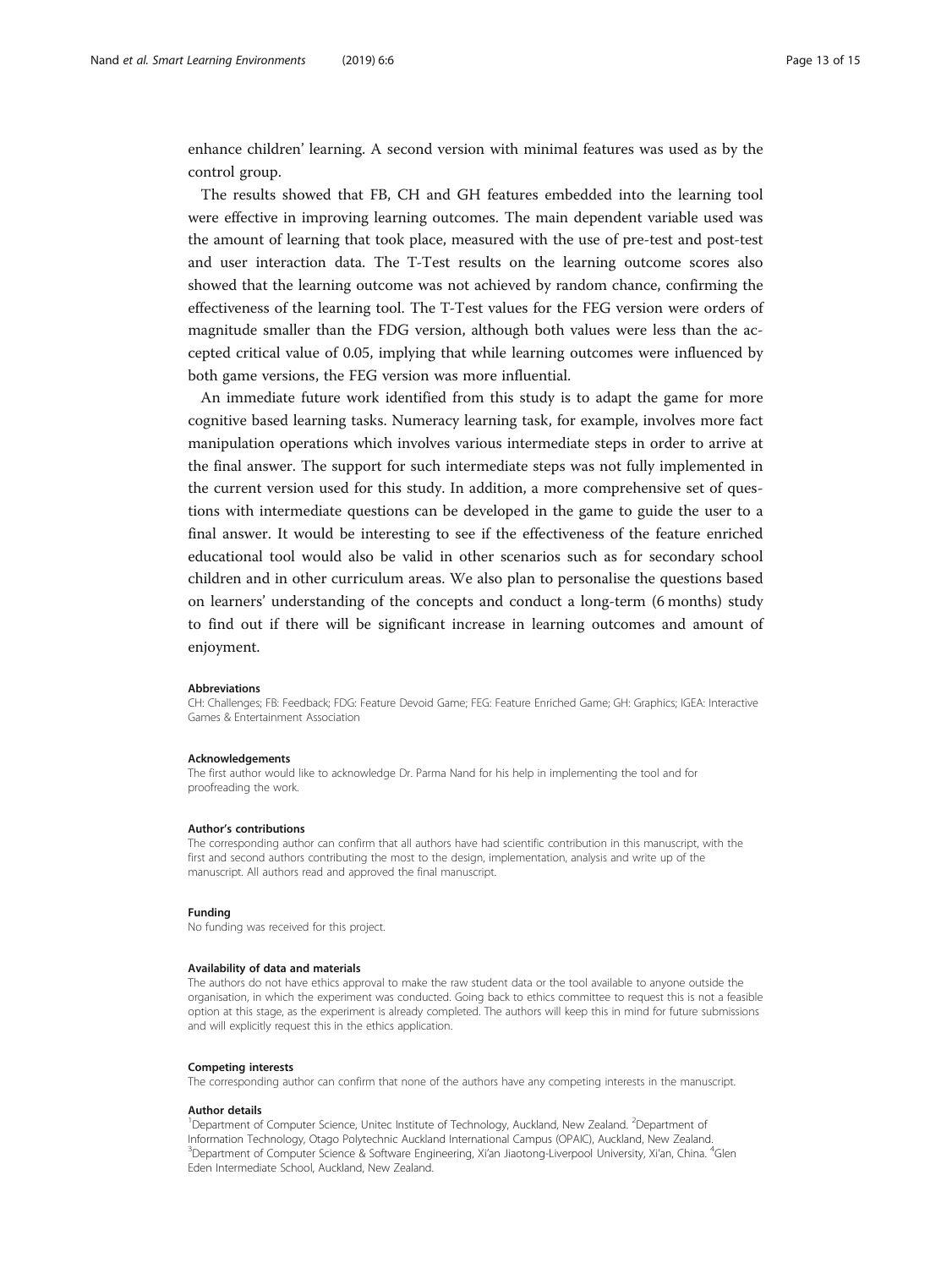enhance children' learning. A second version with minimal features was used as by the control group.

The results showed that FB, CH and GH features embedded into the learning tool were effective in improving learning outcomes. The main dependent variable used was the amount of learning that took place, measured with the use of pre-test and post-test and user interaction data. The T-Test results on the learning outcome scores also showed that the learning outcome was not achieved by random chance, confirming the effectiveness of the learning tool. The T-Test values for the FEG version were orders of magnitude smaller than the FDG version, although both values were less than the accepted critical value of 0.05, implying that while learning outcomes were influenced by both game versions, the FEG version was more influential.

An immediate future work identified from this study is to adapt the game for more cognitive based learning tasks. Numeracy learning task, for example, involves more fact manipulation operations which involves various intermediate steps in order to arrive at the final answer. The support for such intermediate steps was not fully implemented in the current version used for this study. In addition, a more comprehensive set of questions with intermediate questions can be developed in the game to guide the user to a final answer. It would be interesting to see if the effectiveness of the feature enriched educational tool would also be valid in other scenarios such as for secondary school children and in other curriculum areas. We also plan to personalise the questions based on learners' understanding of the concepts and conduct a long-term (6 months) study to find out if there will be significant increase in learning outcomes and amount of enjoyment.

#### Abbreviations

CH: Challenges; FB: Feedback; FDG: Feature Devoid Game; FEG: Feature Enriched Game; GH: Graphics; IGEA: Interactive Games & Entertainment Association

#### Acknowledgements

The first author would like to acknowledge Dr. Parma Nand for his help in implementing the tool and for proofreading the work.

#### Author's contributions

The corresponding author can confirm that all authors have had scientific contribution in this manuscript, with the first and second authors contributing the most to the design, implementation, analysis and write up of the manuscript. All authors read and approved the final manuscript.

#### Funding

No funding was received for this project.

#### Availability of data and materials

The authors do not have ethics approval to make the raw student data or the tool available to anyone outside the organisation, in which the experiment was conducted. Going back to ethics committee to request this is not a feasible option at this stage, as the experiment is already completed. The authors will keep this in mind for future submissions and will explicitly request this in the ethics application.

#### Competing interests

The corresponding author can confirm that none of the authors have any competing interests in the manuscript.

#### Author details

[1]Department of Computer Science, Unitec Institute of Technology, Auckland, New Zealand. [2]Department of Information Technology, Otago Polytechnic Auckland International Campus (OPAIC), Auckland, New Zealand. [3]Department of Computer Science & Software Engineering, Xi'an Jiaotong-Liverpool University, Xi'an, China. [4]Glen Eden Intermediate School, Auckland, New Zealand.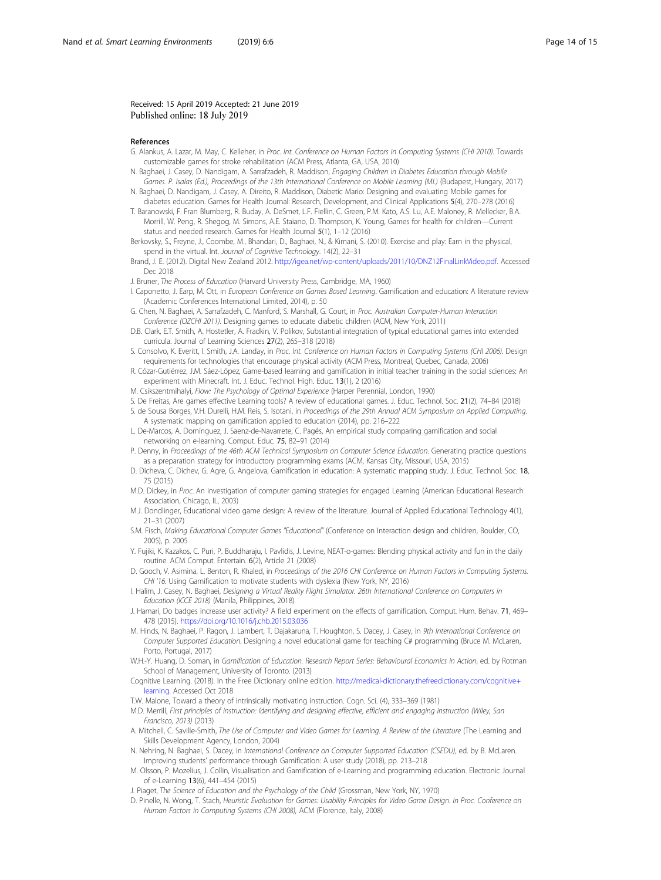Received: 15 April 2019 Accepted: 21 June 2019
Published online: 18 July 2019

## References

G. Alankus, A. Lazar, M. May, C. Kelleher, in *Proc. Int. Conference on Human Factors in Computing Systems (CHI 2010)*. Towards customizable games for stroke rehabilitation (ACM Press, Atlanta, GA, USA, 2010)

N. Baghaei, J. Casey, D. Nandigam, A. Sarrafzadeh, R. Maddison, *Engaging Children in Diabetes Education through Mobile Games. P. Isaías (Ed.), Proceedings of the 13th International Conference on Mobile Learning (ML)* (Budapest, Hungary, 2017)

N. Baghaei, D. Nandigam, J. Casey, A. Direito, R. Maddison, Diabetic Mario: Designing and evaluating Mobile games for diabetes education. Games for Health Journal: Research, Development, and Clinical Applications **5**(4), 270–278 (2016)

T. Baranowski, F. Fran Blumberg, R. Buday, A. DeSmet, L.F. Fiellin, C. Green, P.M. Kato, A.S. Lu, A.E. Maloney, R. Mellecker, B.A. Morrill, W. Peng, R. Shegog, M. Simons, A.E. Staiano, D. Thompson, K. Young, Games for health for children—Current status and needed research. Games for Health Journal **5**(1), 1–12 (2016)

Berkovsky, S., Freyne, J., Coombe, M., Bhandari, D., Baghaei, N., & Kimani, S. (2010). Exercise and play: Earn in the physical, spend in the virtual. Int. *Journal of Cognitive Technology*. 14(2), 22–31

Brand, J. E. (2012). Digital New Zealand 2012. http://igea.net/wp-content/uploads/2011/10/DNZ12FinalLinkVideo.pdf. Accessed Dec 2018

J. Bruner, *The Process of Education* (Harvard University Press, Cambridge, MA, 1960)

I. Caponetto, J. Earp, M. Ott, in *European Conference on Games Based Learning*. Gamification and education: A literature review (Academic Conferences International Limited, 2014), p. 50

G. Chen, N. Baghaei, A. Sarrafzadeh, C. Manford, S. Marshall, G. Court, in *Proc. Australian Computer-Human Interaction Conference (OZCHI 2011)*. Designing games to educate diabetic children (ACM, New York, 2011)

D.B. Clark, E.T. Smith, A. Hostetler, A. Fradkin, V. Polikov, Substantial integration of typical educational games into extended curricula. Journal of Learning Sciences **27**(2), 265–318 (2018)

S. Consolvo, K. Everitt, I. Smith, J.A. Landay, in *Proc. Int. Conference on Human Factors in Computing Systems (CHI 2006)*. Design requirements for technologies that encourage physical activity (ACM Press, Montreal, Quebec, Canada, 2006)

R. Cózar-Gutiérrez, J.M. Sáez-López, Game-based learning and gamification in initial teacher training in the social sciences: An experiment with Minecraft. Int. J. Educ. Technol. High. Educ. **13**(1), 2 (2016)

M. Csikszentmihalyi, *Flow: The Psychology of Optimal Experience* (Harper Perennial, London, 1990)

S. De Freitas, Are games effective Learning tools? A review of educational games. J. Educ. Technol. Soc. **21**(2), 74–84 (2018)

S. de Sousa Borges, V.H. Durelli, H.M. Reis, S. Isotani, in *Proceedings of the 29th Annual ACM Symposium on Applied Computing*. A systematic mapping on gamification applied to education (2014), pp. 216–222

L. De-Marcos, A. Domínguez, J. Saenz-de-Navarrete, C. Pagés, An empirical study comparing gamification and social networking on e-learning. Comput. Educ. **75**, 82–91 (2014)

P. Denny, in *Proceedings of the 46th ACM Technical Symposium on Computer Science Education*. Generating practice questions as a preparation strategy for introductory programming exams (ACM, Kansas City, Missouri, USA, 2015)

D. Dicheva, C. Dichev, G. Agre, G. Angelova, Gamification in education: A systematic mapping study. J. Educ. Technol. Soc. **18**, 75 (2015)

M.D. Dickey, in *Proc.* An investigation of computer gaming strategies for engaged Learning (American Educational Research Association, Chicago, IL, 2003)

M.J. Dondlinger, Educational video game design: A review of the literature. Journal of Applied Educational Technology **4**(1), 21–31 (2007)

S.M. Fisch, *Making Educational Computer Games "Educational"* (Conference on Interaction design and children, Boulder, CO, 2005), p. 2005

Y. Fujiki, K. Kazakos, C. Puri, P. Buddharaju, I. Pavlidis, J. Levine, NEAT-o-games: Blending physical activity and fun in the daily routine. ACM Comput. Entertain. **6**(2), Article 21 (2008)

D. Gooch, V. Asimina, L. Benton, R. Khaled, in *Proceedings of the 2016 CHI Conference on Human Factors in Computing Systems. CHI '16*. Using Gamification to motivate students with dyslexia (New York, NY, 2016)

I. Halim, J. Casey, N. Baghaei, *Designing a Virtual Reality Flight Simulator. 26th International Conference on Computers in Education (ICCE 2018)* (Manila, Philippines, 2018)

J. Hamari, Do badges increase user activity? A field experiment on the effects of gamification. Comput. Hum. Behav. **71**, 469–478 (2015). https://doi.org/10.1016/j.chb.2015.03.036

M. Hinds, N. Baghaei, P. Ragon, J. Lambert, T. Dajakaruna, T. Houghton, S. Dacey, J. Casey, in *9th International Conference on Computer Supported Education*. Designing a novel educational game for teaching C# programming (Bruce M. McLaren, Porto, Portugal, 2017)

W.H.-Y. Huang, D. Soman, in *Gamification of Education. Research Report Series: Behavioural Economics in Action*, ed. by Rotman School of Management, University of Toronto. (2013)

Cognitive Learning. (2018). In the Free Dictionary online edition. http://medical-dictionary.thefreedictionary.com/cognitive+learning. Accessed Oct 2018

T.W. Malone, Toward a theory of intrinsically motivating instruction. Cogn. Sci. (4), 333–369 (1981)

M.D. Merrill, *First principles of instruction: Identifying and designing effective, efficient and engaging instruction (Wiley, San Francisco, 2013)* (2013)

A. Mitchell, C. Saville-Smith, *The Use of Computer and Video Games for Learning. A Review of the Literature* (The Learning and Skills Development Agency, London, 2004)

N. Nehring, N. Baghaei, S. Dacey, in *International Conference on Computer Supported Education (CSEDU)*, ed. by B. McLaren. Improving students' performance through Gamification: A user study (2018), pp. 213–218

M. Olsson, P. Mozelius, J. Collin, Visualisation and Gamification of e-Learning and programming education. Electronic Journal of e-Learning **13**(6), 441–454 (2015)

J. Piaget, *The Science of Education and the Psychology of the Child* (Grossman, New York, NY, 1970)

D. Pinelle, N. Wong, T. Stach, *Heuristic Evaluation for Games: Usability Principles for Video Game Design. In Proc. Conference on Human Factors in Computing Systems (CHI 2008),* ACM (Florence, Italy, 2008)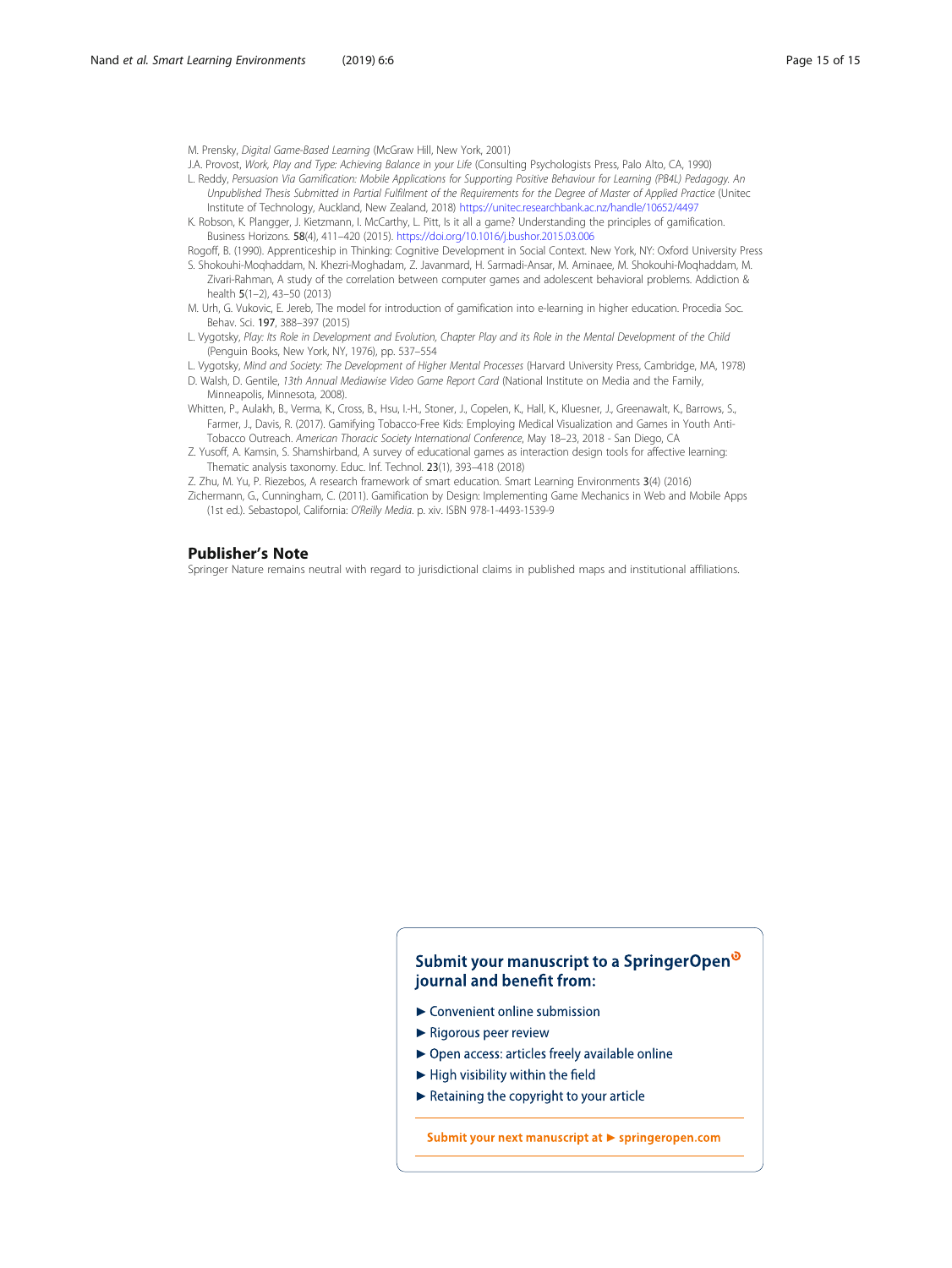M. Prensky, *Digital Game-Based Learning* (McGraw Hill, New York, 2001)

J.A. Provost, *Work, Play and Type: Achieving Balance in your Life* (Consulting Psychologists Press, Palo Alto, CA, 1990)

L. Reddy, *Persuasion Via Gamification: Mobile Applications for Supporting Positive Behaviour for Learning (PB4L) Pedagogy. An Unpublished Thesis Submitted in Partial Fulfilment of the Requirements for the Degree of Master of Applied Practice* (Unitec Institute of Technology, Auckland, New Zealand, 2018) https://unitec.researchbank.ac.nz/handle/10652/4497

K. Robson, K. Plangger, J. Kietzmann, I. McCarthy, L. Pitt, Is it all a game? Understanding the principles of gamification. Business Horizons. **58**(4), 411–420 (2015). https://doi.org/10.1016/j.bushor.2015.03.006

Rogoff, B. (1990). Apprenticeship in Thinking: Cognitive Development in Social Context. New York, NY: Oxford University Press

S. Shokouhi-Moqhaddam, N. Khezri-Moghadam, Z. Javanmard, H. Sarmadi-Ansar, M. Aminaee, M. Shokouhi-Moqhaddam, M. Zivari-Rahman, A study of the correlation between computer games and adolescent behavioral problems. Addiction & health **5**(1–2), 43–50 (2013)

M. Urh, G. Vukovic, E. Jereb, The model for introduction of gamification into e-learning in higher education. Procedia Soc. Behav. Sci. **197**, 388–397 (2015)

L. Vygotsky, *Play: Its Role in Development and Evolution, Chapter Play and its Role in the Mental Development of the Child* (Penguin Books, New York, NY, 1976), pp. 537–554

L. Vygotsky, *Mind and Society: The Development of Higher Mental Processes* (Harvard University Press, Cambridge, MA, 1978)

D. Walsh, D. Gentile, *13th Annual Mediawise Video Game Report Card* (National Institute on Media and the Family, Minneapolis, Minnesota, 2008).

Whitten, P., Aulakh, B., Verma, K., Cross, B., Hsu, I.-H., Stoner, J., Copelen, K., Hall, K., Kluesner, J., Greenawalt, K., Barrows, S., Farmer, J., Davis, R. (2017). Gamifying Tobacco-Free Kids: Employing Medical Visualization and Games in Youth Anti-Tobacco Outreach. *American Thoracic Society International Conference*, May 18–23, 2018 - San Diego, CA

Z. Yusoff, A. Kamsin, S. Shamshirband, A survey of educational games as interaction design tools for affective learning: Thematic analysis taxonomy. Educ. Inf. Technol. **23**(1), 393–418 (2018)

Z. Zhu, M. Yu, P. Riezebos, A research framework of smart education. Smart Learning Environments **3**(4) (2016)

Zichermann, G., Cunningham, C. (2011). Gamification by Design: Implementing Game Mechanics in Web and Mobile Apps (1st ed.). Sebastopol, California: *O'Reilly Media*. p. xiv. ISBN 978-1-4493-1539-9

## Publisher's Note

Springer Nature remains neutral with regard to jurisdictional claims in published maps and institutional affiliations.

**Submit your manuscript to a SpringerOpen journal and benefit from:**

- ► Convenient online submission
- ► Rigorous peer review
- ► Open access: articles freely available online
- ► High visibility within the field
- ► Retaining the copyright to your article

**Submit your next manuscript at ► springeropen.com**